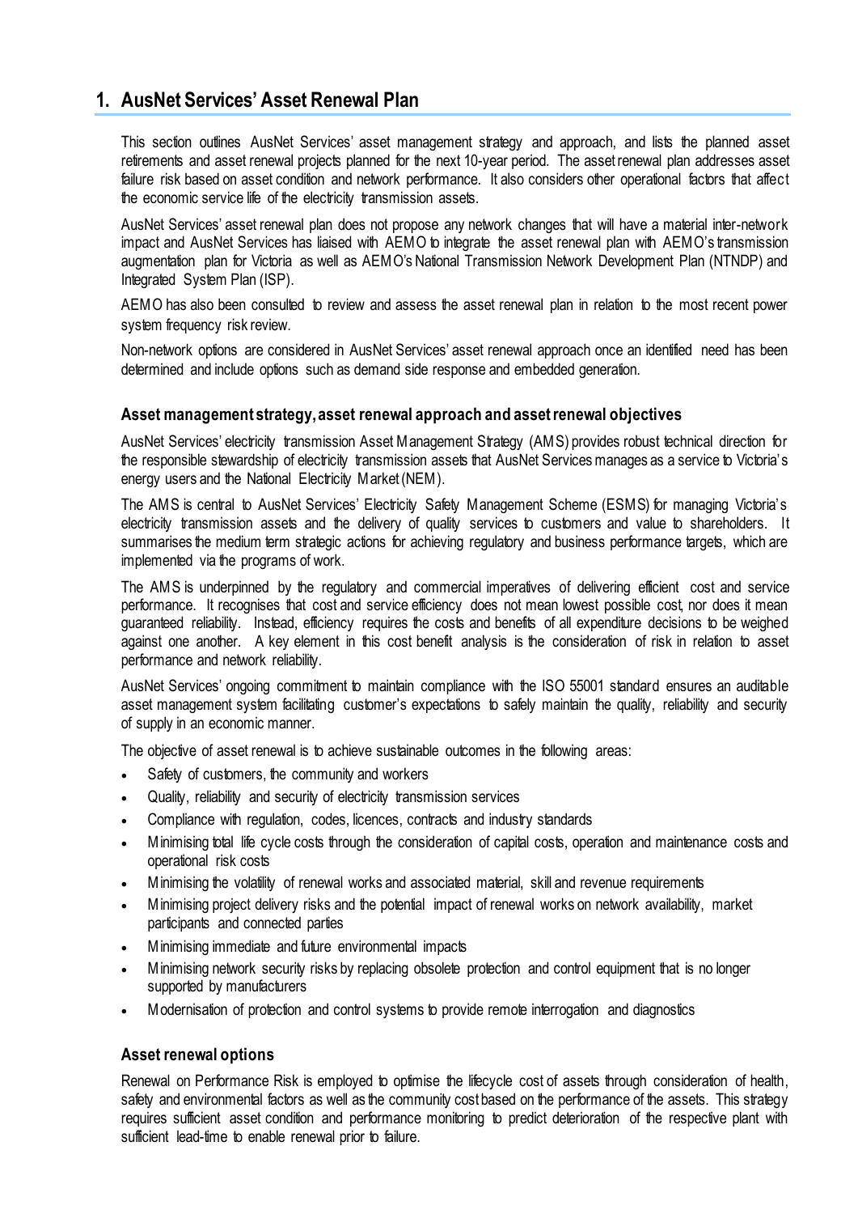# 1. AusNet Services' Asset Renewal Plan

This section outlines AusNet Services' asset management strategy and approach, and lists the planned asset retirements and asset renewal projects planned for the next 10-year period. The asset renewal plan addresses asset failure risk based on asset condition and network performance. It also considers other operational factors that affect the economic service life of the electricity transmission assets.

AusNet Services' asset renewal plan does not propose any network changes that will have a material inter-network impact and AusNet Services has liaised with AEMO to integrate the asset renewal plan with AEMO's transmission augmentation plan for Victoria as well as AEMO's National Transmission Network Development Plan (NTNDP) and Integrated System Plan (ISP).

AEMO has also been consulted to review and assess the asset renewal plan in relation to the most recent power system frequency risk review.

Non-network options are considered in AusNet Services' asset renewal approach once an identified need has been determined and include options such as demand side response and embedded generation.

### Asset management strategy, asset renewal approach and asset renewal objectives

AusNet Services' electricity transmission Asset Management Strategy (AMS) provides robust technical direction for the responsible stewardship of electricity transmission assets that AusNet Services manages as a service to Victoria's energy users and the National Electricity Market (NEM).

The AMS is central to AusNet Services' Electricity Safety Management Scheme (ESMS) for managing Victoria's electricity transmission assets and the delivery of quality services to customers and value to shareholders. It summarises the medium term strategic actions for achieving regulatory and business performance targets, which are implemented via the programs of work.

The AMS is underpinned by the regulatory and commercial imperatives of delivering efficient cost and service performance. It recognises that cost and service efficiency does not mean lowest possible cost, nor does it mean guaranteed reliability. Instead, efficiency requires the costs and benefits of all expenditure decisions to be weighed against one another. A key element in this cost benefit analysis is the consideration of risk in relation to asset performance and network reliability.

AusNet Services' ongoing commitment to maintain compliance with the ISO 55001 standard ensures an auditable asset management system facilitating customer's expectations to safely maintain the quality, reliability and security of supply in an economic manner.

The objective of asset renewal is to achieve sustainable outcomes in the following areas:

- Safety of customers, the community and workers
- Quality, reliability and security of electricity transmission services
- Compliance with regulation, codes, licences, contracts and industry standards
- Minimising total life cycle costs through the consideration of capital costs, operation and maintenance costs and operational risk costs
- Minimising the volatility of renewal works and associated material, skill and revenue requirements
- Minimising project delivery risks and the potential impact of renewal works on network availability, market participants and connected parties
- Minimising immediate and future environmental impacts
- Minimising network security risks by replacing obsolete protection and control equipment that is no longer supported by manufacturers
- Modernisation of protection and control systems to provide remote interrogation and diagnostics

### Asset renewal options

Renewal on Performance Risk is employed to optimise the lifecycle cost of assets through consideration of health, safety and environmental factors as well as the community cost based on the performance of the assets. This strategy requires sufficient asset condition and performance monitoring to predict deterioration of the respective plant with sufficient lead-time to enable renewal prior to failure.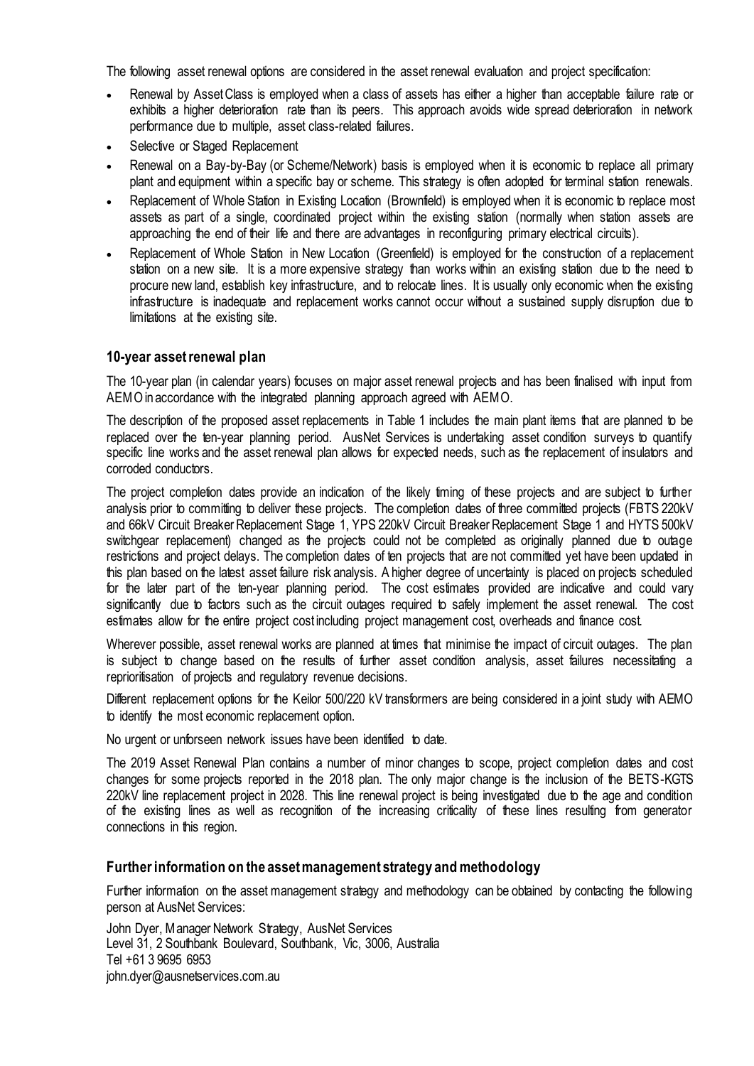The following asset renewal options are considered in the asset renewal evaluation and project specification:

- Renewal by Asset Class is employed when a class of assets has either a higher than acceptable failure rate or exhibits a higher deterioration rate than its peers. This approach avoids wide spread deterioration in network performance due to multiple, asset class-related failures.
- Selective or Staged Replacement
- Renewal on a Bay-by-Bay (or Scheme/Network) basis is employed when it is economic to replace all primary plant and equipment within a specific bay or scheme. This strategy is often adopted for terminal station renewals.
- Replacement of Whole Station in Existing Location (Brownfield) is employed when it is economic to replace most assets as part of a single, coordinated project within the existing station (normally when station assets are approaching the end of their life and there are advantages in reconfiguring primary electrical circuits).
- Replacement of Whole Station in New Location (Greenfield) is employed for the construction of a replacement station on a new site. It is a more expensive strategy than works within an existing station due to the need to procure new land, establish key infrastructure, and to relocate lines. It is usually only economic when the existing infrastructure is inadequate and replacement works cannot occur without a sustained supply disruption due to limitations at the existing site.

## 10-year asset renewal plan

The 10-year plan (in calendar years) focuses on major asset renewal projects and has been finalised with input from AEMO in accordance with the integrated planning approach agreed with AEMO.

The description of the proposed asset replacements in Table 1 includes the main plant items that are planned to be replaced over the ten-year planning period. AusNet Services is undertaking asset condition surveys to quantify specific line works and the asset renewal plan allows for expected needs, such as the replacement of insulators and corroded conductors.

The project completion dates provide an indication of the likely timing of these projects and are subject to further analysis prior to committing to deliver these projects. The completion dates of three committed projects (FBTS 220kV and 66kV Circuit Breaker Replacement Stage 1, YPS 220kV Circuit Breaker Replacement Stage 1 and HYTS 500kV switchgear replacement) changed as the projects could not be completed as originally planned due to outage restrictions and project delays. The completion dates of ten projects that are not committed yet have been updated in this plan based on the latest asset failure risk analysis. A higher degree of uncertainty is placed on projects scheduled for the later part of the ten-year planning period. The cost estimates provided are indicative and could vary significantly due to factors such as the circuit outages required to safely implement the asset renewal. The cost estimates allow for the entire project cost including project management cost, overheads and finance cost.

Wherever possible, asset renewal works are planned at times that minimise the impact of circuit outages. The plan is subject to change based on the results of further asset condition analysis, asset failures necessitating a reprioritisation of projects and regulatory revenue decisions.

Different replacement options for the Keilor 500/220 kV transformers are being considered in a joint study with AEMO to identify the most economic replacement option.

No urgent or unforseen network issues have been identified to date.

The 2019 Asset Renewal Plan contains a number of minor changes to scope, project completion dates and cost changes for some projects reported in the 2018 plan. The only major change is the inclusion of the BETS-KGTS 220kV line replacement project in 2028. This line renewal project is being investigated due to the age and condition of the existing lines as well as recognition of the increasing criticality of these lines resulting from generator connections in this region.

## Further information on the asset management strategy and methodology

Further information on the asset management strategy and methodology can be obtained by contacting the following person at AusNet Services:

John Dyer, Manager Network Strategy, AusNet Services
Level 31, 2 Southbank Boulevard, Southbank, Vic, 3006, Australia
Tel +61 3 9695 6953
john.dyer@ausnetservices.com.au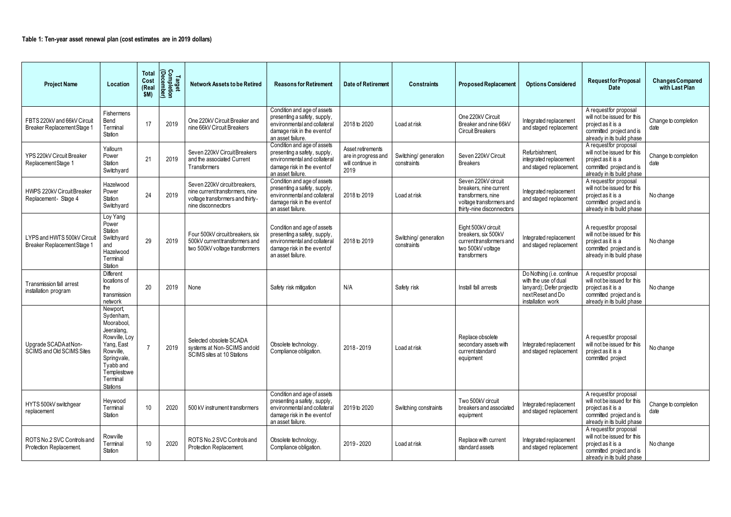**Table 1: Ten-year asset renewal plan (cost estimates are in 2019 dollars)**

| Project Name | Location | Total Cost (Real $M) | Target Completion (December) | Network Assets to be Retired | Reasons for Retirement | Date of Retirement | Constraints | Proposed Replacement | Options Considered | Request for Proposal Date | Changes Compared with Last Plan |
|---|---|---|---|---|---|---|---|---|---|---|---|
| FBTS 220kV and 66kV Circuit Breaker Replacement Stage 1 | Fishermens Bend Terminal Station | 17 | 2019 | One 220kV Circuit Breaker and nine 66kV Circuit Breakers | Condition and age of assets presenting a safety, supply, environmental and collateral damage risk in the event of an asset failure. | 2018 to 2020 | Load at risk | One 220kV Circuit Breaker and nine 66kV Circuit Breakers | Integrated replacement and staged replacement | A request for proposal will not be issued for this project as it is a committed project and is already in its build phase | Change to completion date |
| YPS 220kV Circuit Breaker Replacement Stage 1 | Yallourn Power Station Switchyard | 21 | 2019 | Seven 220kV Circuit Breakers and the associated Current Transformers | Condition and age of assets presenting a safety, supply, environmental and collateral damage risk in the event of an asset failure. | Asset retirements are in progress and will continue in 2019 | Switching/ generation constraints | Seven 220kV Circuit Breakers | Refurbishment, integrated replacement and staged replacement. | A request for proposal will not be issued for this project as it is a committed project and is already in its build phase | Change to completion date |
| HWPS 220kV Circuit Breaker Replacement - Stage 4 | Hazelwood Power Station Switchyard | 24 | 2019 | Seven 220kV circuit breakers, nine current transformers, nine voltage transformers and thirty-nine disconnectors | Condition and age of assets presenting a safety, supply, environmental and collateral damage risk in the event of an asset failure. | 2018 to 2019 | Load at risk | Seven 220kV circuit breakers, nine current transformers, nine voltage transformers and thirty-nine disconnectors | Integrated replacement and staged replacement | A request for proposal will not be issued for this project as it is a committed project and is already in its build phase | No change |
| LYPS and HWTS 500kV Circuit Breaker Replacement Stage 1 | Loy Yang Power Station Switchyard and Hazelwood Terminal Station | 29 | 2019 | Four 500kV circuit breakers, six 500kV current transformers and two 500kV voltage transformers | Condition and age of assets presenting a safety, supply, environmental and collateral damage risk in the event of an asset failure. | 2018 to 2019 | Switching/ generation constraints | Eight 500kV circuit breakers, six 500kV current transformers and two 500kV voltage transformers | Integrated replacement and staged replacement | A request for proposal will not be issued for this project as it is a committed project and is already in its build phase | No change |
| Transmission fall arrest installation program | Different locations of the transmission network | 20 | 2019 | None | Safety risk mitigation | N/A | Safety risk | Install fall arrests | Do Nothing (i.e. continue with the use of dual lanyard); Defer project to next Reset and Do installation work | A request for proposal will not be issued for this project as it is a committed project and is already in its build phase | No change |
| Upgrade SCADA at Non-SCIMS and Old SCIMS Sites | Newport, Sydenham, Moorabool, Jeeralang, Rowville, Loy Yang, East Rowville, Springvale, Tyabb and Templestowe Terminal Stations | 7 | 2019 | Selected obsolete SCADA systems at Non-SCIMS and old SCIMS sites at 10 Stations | Obsolete technology. Compliance obligation. | 2018 - 2019 | Load at risk | Replace obsolete secondary assets with current standard equipment | Integrated replacement and staged replacement | A request for proposal will not be issued for this project as it is a committed project | No change |
| HYTS 500kV switchgear replacement | Heywood Terminal Station | 10 | 2020 | 500 kV instrument transformers | Condition and age of assets presenting a safety, supply, environmental and collateral damage risk in the event of an asset failure. | 2019 to 2020 | Switching constraints | Two 500kV circuit breakers and associated equipment | Integrated replacement and staged replacement | A request for proposal will not be issued for this project as it is a committed project and is already in its build phase | Change to completion date |
| ROTS No.2 SVC Controls and Protection Replacement. | Rowville Terminal Station | 10 | 2020 | ROTS No.2 SVC Controls and Protection Replacement. | Obsolete technology. Compliance obligation. | 2019 - 2020 | Load at risk | Replace with current standard assets | Integrated replacement and staged replacement | A request for proposal will not be issued for this project as it is a committed project and is already in its build phase | No change |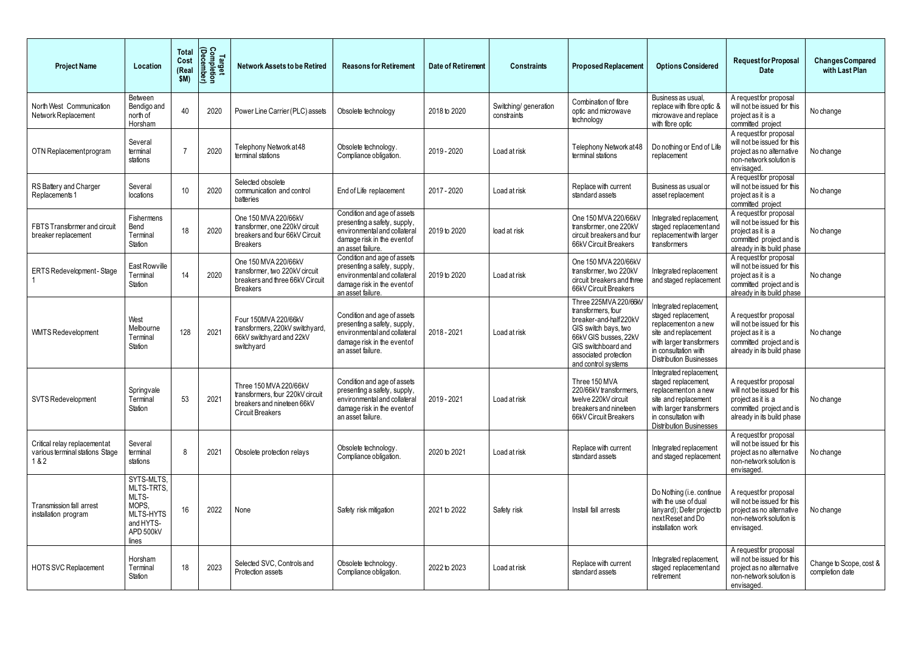| Project Name | Location | Total Cost (Real $M) | Target Completion (December) | Network Assets to be Retired | Reasons for Retirement | Date of Retirement | Constraints | Proposed Replacement | Options Considered | Request for Proposal Date | Changes Compared with Last Plan |
|---|---|---|---|---|---|---|---|---|---|---|---|
| North West Communication Network Replacement | Between Bendigo and north of Horsham | 40 | 2020 | Power Line Carrier (PLC) assets | Obsolete technology | 2018 to 2020 | Switching/ generation constraints | Combination of fibre optic and microwave technology | Business as usual, replace with fibre optic & microwave and replace with fibre optic | A request for proposal will not be issued for this project as it is a committed project | No change |
| OTN Replacement program | Several terminal stations | 7 | 2020 | Telephony Network at 48 terminal stations | Obsolete technology. Compliance obligation. | 2019 - 2020 | Load at risk | Telephony Network at 48 terminal stations | Do nothing or End of Life replacement | A request for proposal will not be issued for this project as no alternative non-network solution is envisaged. | No change |
| RS Battery and Charger Replacements 1 | Several locations | 10 | 2020 | Selected obsolete communication and control batteries | End of Life replacement | 2017 - 2020 | Load at risk | Replace with current standard assets | Business as usual or asset replacement | A request for proposal will not be issued for this project as it is a committed project | No change |
| FBTS Transformer and circuit breaker replacement | Fishermens Bend Terminal Station | 18 | 2020 | One 150 MVA 220/66kV transformer, one 220kV circuit breakers and four 66kV Circuit Breakers | Condition and age of assets presenting a safety, supply, environmental and collateral damage risk in the event of an asset failure. | 2019 to 2020 | load at risk | One 150 MVA 220/66kV transformer, one 220kV circuit breakers and four 66kV Circuit Breakers | Integrated replacement, staged replacement and replacement with larger transformers | A request for proposal will not be issued for this project as it is a committed project and is already in its build phase | No change |
| ERTS Redevelopment - Stage 1 | East Rowville Terminal Station | 14 | 2020 | One 150 MVA 220/66kV transformer, two 220kV circuit breakers and three 66kV Circuit Breakers | Condition and age of assets presenting a safety, supply, environmental and collateral damage risk in the event of an asset failure. | 2019 to 2020 | Load at risk | One 150 MVA 220/66kV transformer, two 220kV circuit breakers and three 66kV Circuit Breakers | Integrated replacement and staged replacement | A request for proposal will not be issued for this project as it is a committed project and is already in its build phase | No change |
| WMTS Redevelopment | West Melbourne Terminal Station | 128 | 2021 | Four 150MVA 220/66kV transformers, 220kV switchyard, 66kV switchyard and 22kV switchyard | Condition and age of assets presenting a safety, supply, environmental and collateral damage risk in the event of an asset failure. | 2018 - 2021 | Load at risk | Three 225MVA 220/66kV transformers, four breaker-and-half 220kV GIS switch bays, two 66kV GIS busses, 22kV GIS switchboard and associated protection and control systems | Integrated replacement, staged replacement, replacement on a new site and replacement with larger transformers in consultation with Distribution Businesses | A request for proposal will not be issued for this project as it is a committed project and is already in its build phase | No change |
| SVTS Redevelopment | Springvale Terminal Station | 53 | 2021 | Three 150 MVA 220/66kV transformers, four 220kV circuit breakers and nineteen 66kV Circuit Breakers | Condition and age of assets presenting a safety, supply, environmental and collateral damage risk in the event of an asset failure. | 2019 - 2021 | Load at risk | Three 150 MVA 220/66kV transformers, twelve 220kV circuit breakers and nineteen 66kV Circuit Breakers | Integrated replacement, staged replacement, replacement on a new site and replacement with larger transformers in consultation with Distribution Businesses | A request for proposal will not be issued for this project as it is a committed project and is already in its build phase | No change |
| Critical relay replacement at various terminal stations Stage 1 & 2 | Several terminal stations | 8 | 2021 | Obsolete protection relays | Obsolete technology. Compliance obligation. | 2020 to 2021 | Load at risk | Replace with current standard assets | Integrated replacement and staged replacement | A request for proposal will not be issued for this project as no alternative non-network solution is envisaged. | No change |
| Transmission fall arrest installation program | SYTS-MLTS, MLTS-TRTS, MLTS-MOPS, MLTS-HYTS and HYTS-APD 500kV lines | 16 | 2022 | None | Safety risk mitigation | 2021 to 2022 | Safety risk | Install fall arrests | Do Nothing (i.e. continue with the use of dual lanyard); Defer project to next Reset and Do installation work | A request for proposal will not be issued for this project as no alternative non-network solution is envisaged. | No change |
| HOTS SVC Replacement | Horsham Terminal Station | 18 | 2023 | Selected SVC, Controls and Protection assets | Obsolete technology. Compliance obligation. | 2022 to 2023 | Load at risk | Replace with current standard assets | Integrated replacement, staged replacement and retirement | A request for proposal will not be issued for this project as no alternative non-network solution is envisaged. | Change to Scope, cost & completion date |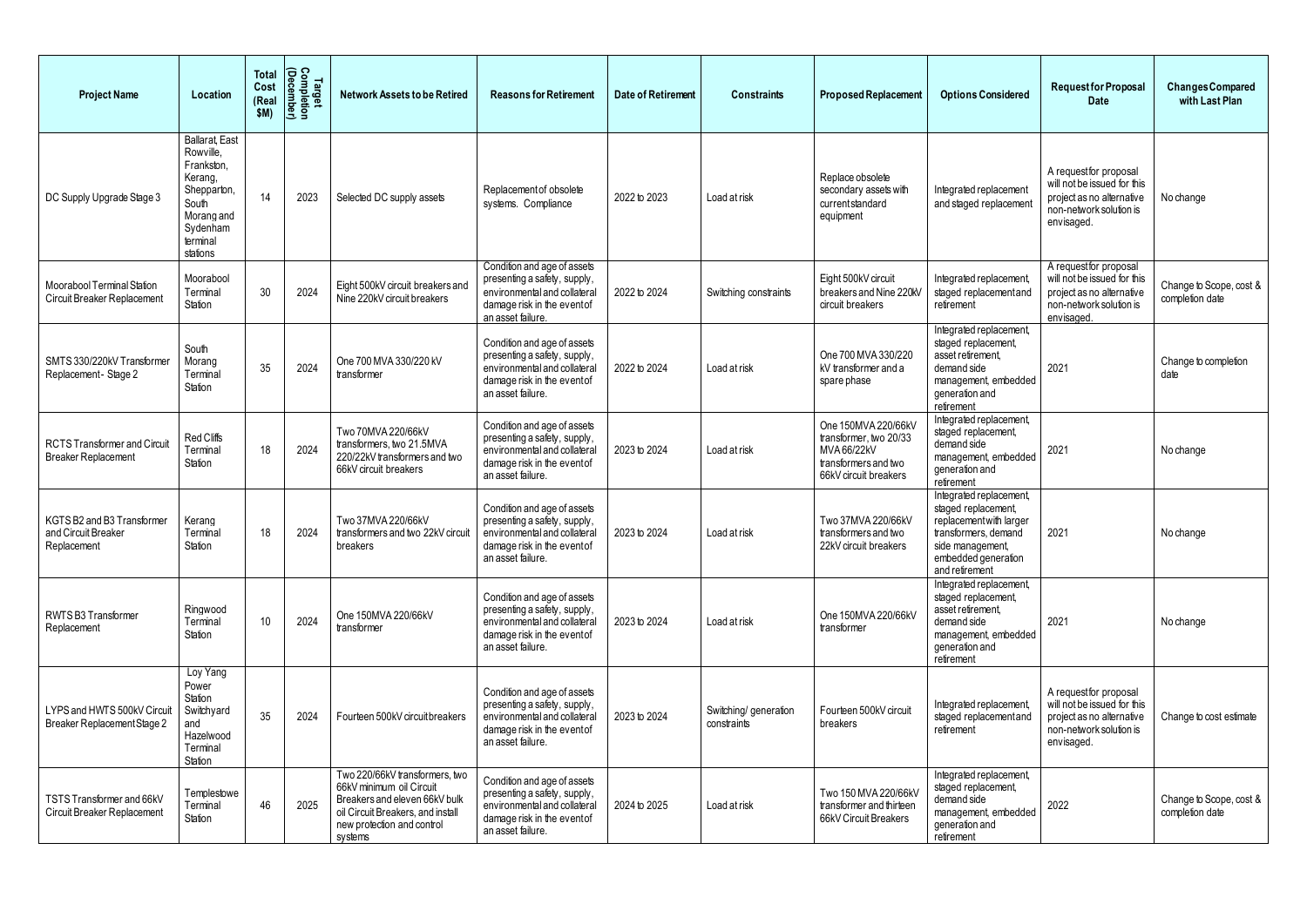| Project Name | Location | Total Cost (Real $M) | Target Completion (December) | Network Assets to be Retired | Reasons for Retirement | Date of Retirement | Constraints | Proposed Replacement | Options Considered | Request for Proposal Date | Changes Compared with Last Plan |
|---|---|---|---|---|---|---|---|---|---|---|---|
| DC Supply Upgrade Stage 3 | Ballarat, East Rowville, Frankston, Kerang, Shepparton, South Morang and Sydenham terminal stations | 14 | 2023 | Selected DC supply assets | Replacement of obsolete systems. Compliance | 2022 to 2023 | Load at risk | Replace obsolete secondary assets with current standard equipment | Integrated replacement and staged replacement | A request for proposal will not be issued for this project as no alternative non-network solution is envisaged. | No change |
| Moorabool Terminal Station Circuit Breaker Replacement | Moorabool Terminal Station | 30 | 2024 | Eight 500kV circuit breakers and Nine 220kV circuit breakers | Condition and age of assets presenting a safety, supply, environmental and collateral damage risk in the event of an asset failure. | 2022 to 2024 | Switching constraints | Eight 500kV circuit breakers and Nine 220kV circuit breakers | Integrated replacement, staged replacement and retirement | A request for proposal will not be issued for this project as no alternative non-network solution is envisaged. | Change to Scope, cost & completion date |
| SMTS 330/220kV Transformer Replacement - Stage 2 | South Morang Terminal Station | 35 | 2024 | One 700 MVA 330/220 kV transformer | Condition and age of assets presenting a safety, supply, environmental and collateral damage risk in the event of an asset failure. | 2022 to 2024 | Load at risk | One 700 MVA 330/220 kV transformer and a spare phase | Integrated replacement, staged replacement, asset retirement, demand side management, embedded generation and retirement | 2021 | Change to completion date |
| RCTS Transformer and Circuit Breaker Replacement | Red Cliffs Terminal Station | 18 | 2024 | Two 70MVA 220/66kV transformers, two 21.5MVA 220/22kV transformers and two 66kV circuit breakers | Condition and age of assets presenting a safety, supply, environmental and collateral damage risk in the event of an asset failure. | 2023 to 2024 | Load at risk | One 150MVA 220/66kV transformer, two 20/33 MVA 66/22kV transformers and two 66kV circuit breakers | Integrated replacement, staged replacement, demand side management, embedded generation and retirement | 2021 | No change |
| KGTS B2 and B3 Transformer and Circuit Breaker Replacement | Kerang Terminal Station | 18 | 2024 | Two 37MVA 220/66kV transformers and two 22kV circuit breakers | Condition and age of assets presenting a safety, supply, environmental and collateral damage risk in the event of an asset failure. | 2023 to 2024 | Load at risk | Two 37MVA 220/66kV transformers and two 22kV circuit breakers | Integrated replacement, staged replacement, replacement with larger transformers, demand side management, embedded generation and retirement | 2021 | No change |
| RWTS B3 Transformer Replacement | Ringwood Terminal Station | 10 | 2024 | One 150MVA 220/66kV transformer | Condition and age of assets presenting a safety, supply, environmental and collateral damage risk in the event of an asset failure. | 2023 to 2024 | Load at risk | One 150MVA 220/66kV transformer | Integrated replacement, staged replacement, demand side management, embedded generation and retirement | 2021 | No change |
| LYPS and HWTS 500kV Circuit Breaker Replacement Stage 2 | Loy Yang Power Station Switchyard and Hazelwood Terminal Station | 35 | 2024 | Fourteen 500kV circuit breakers | Condition and age of assets presenting a safety, supply, environmental and collateral damage risk in the event of an asset failure. | 2023 to 2024 | Switching/ generation constraints | Fourteen 500kV circuit breakers | Integrated replacement, staged replacement and retirement | A request for proposal will not be issued for this project as no alternative non-network solution is envisaged. | Change to cost estimate |
| TSTS Transformer and 66kV Circuit Breaker Replacement | Templestowe Terminal Station | 46 | 2025 | Two 220/66kV transformers, two 66kV minimum oil Circuit Breakers and eleven 66kV bulk oil Circuit Breakers, and install new protection and control systems | Condition and age of assets presenting a safety, supply, environmental and collateral damage risk in the event of an asset failure. | 2024 to 2025 | Load at risk | Two 150 MVA 220/66kV transformer and thirteen 66kV Circuit Breakers | Integrated replacement, staged replacement, demand side management, embedded generation and retirement | 2022 | Change to Scope, cost & completion date |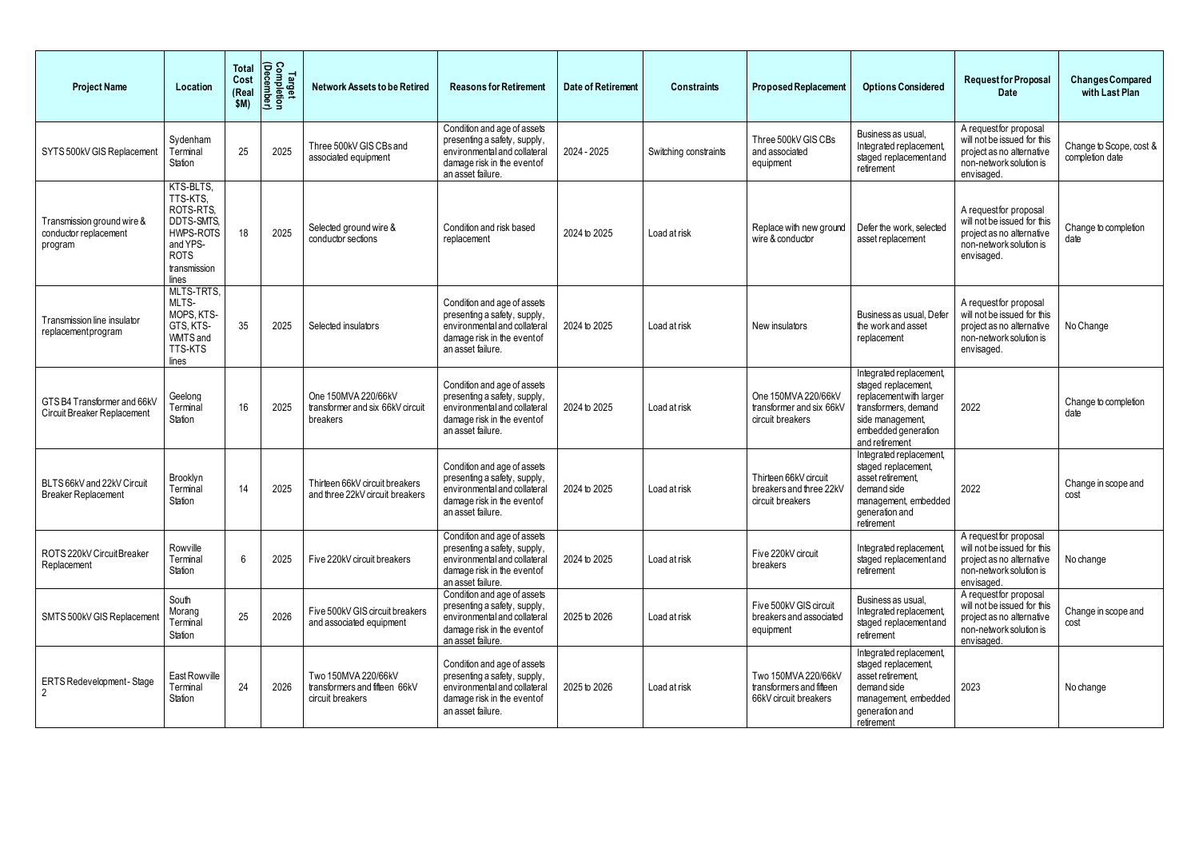| Project Name | Location | Total Cost (Real $M) | Target Completion (December) | Network Assets to be Retired | Reasons for Retirement | Date of Retirement | Constraints | Proposed Replacement | Options Considered | Request for Proposal Date | Changes Compared with Last Plan |
|---|---|---|---|---|---|---|---|---|---|---|---|
| SYTS 500kV GIS Replacement | Sydenham Terminal Station | 25 | 2025 | Three 500kV GIS CBs and associated equipment | Condition and age of assets presenting a safety, supply, environmental and collateral damage risk in the event of an asset failure. | 2024 - 2025 | Switching constraints | Three 500kV GIS CBs and associated equipment | Business as usual, Integrated replacement, staged replacement and retirement | A request for proposal will not be issued for this project as no alternative non-network solution is envisaged. | Change to Scope, cost & completion date |
| Transmission ground wire & conductor replacement program | KTS-BLTS, TTS-KTS, ROTS-RTS, DDTS-SMTS, HWPS-ROTS and YPS-ROTS transmission lines | 18 | 2025 | Selected ground wire & conductor sections | Condition and risk based replacement | 2024 to 2025 | Load at risk | Replace with new ground wire & conductor | Defer the work, selected asset replacement | A request for proposal will not be issued for this project as no alternative non-network solution is envisaged. | Change to completion date |
| Transmission line insulator replacement program | MLTS-TRTS, MLTS-MOPS, KTS-GTS, KTS-WMTS and TTS-KTS lines | 35 | 2025 | Selected insulators | Condition and age of assets presenting a safety, supply, environmental and collateral damage risk in the event of an asset failure. | 2024 to 2025 | Load at risk | New insulators | Business as usual, Defer the work and asset replacement | A request for proposal will not be issued for this project as no alternative non-network solution is envisaged. | No Change |
| GTS B4 Transformer and 66kV Circuit Breaker Replacement | Geelong Terminal Station | 16 | 2025 | One 150MVA 220/66kV transformer and six 66kV circuit breakers | Condition and age of assets presenting a safety, supply, environmental and collateral damage risk in the event of an asset failure. | 2024 to 2025 | Load at risk | One 150MVA 220/66kV transformer and six 66kV circuit breakers | Integrated replacement, staged replacement, replacement with larger transformers, demand side management, embedded generation and retirement | 2022 | Change to completion date |
| BLTS 66kV and 22kV Circuit Breaker Replacement | Brooklyn Terminal Station | 14 | 2025 | Thirteen 66kV circuit breakers and three 22kV circuit breakers | Condition and age of assets presenting a safety, supply, environmental and collateral damage risk in the event of an asset failure. | 2024 to 2025 | Load at risk | Thirteen 66kV circuit breakers and three 22kV circuit breakers | Integrated replacement, staged replacement, asset retirement, demand side management, embedded generation and retirement | 2022 | Change in scope and cost |
| ROTS 220kV Circuit Breaker Replacement | Rowville Terminal Station | 6 | 2025 | Five 220kV circuit breakers | Condition and age of assets presenting a safety, supply, environmental and collateral damage risk in the event of an asset failure. | 2024 to 2025 | Load at risk | Five 220kV circuit breakers | Integrated replacement, staged replacement and retirement | A request for proposal will not be issued for this project as no alternative non-network solution is envisaged. | No change |
| SMTS 500kV GIS Replacement | South Morang Terminal Station | 25 | 2026 | Five 500kV GIS circuit breakers and associated equipment | Condition and age of assets presenting a safety, supply, environmental and collateral damage risk in the event of an asset failure. | 2025 to 2026 | Load at risk | Five 500kV GIS circuit breakers and associated equipment | Business as usual, Integrated replacement, staged replacement and retirement | A request for proposal will not be issued for this project as no alternative non-network solution is envisaged. | Change in scope and cost |
| ERTS Redevelopment - Stage 2 | East Rowville Terminal Station | 24 | 2026 | Two 150MVA 220/66kV transformers and fifteen 66kV circuit breakers | Condition and age of assets presenting a safety, supply, environmental and collateral damage risk in the event of an asset failure. | 2025 to 2026 | Load at risk | Two 150MVA 220/66kV transformers and fifteen 66kV circuit breakers | Integrated replacement, staged replacement, asset retirement, demand side management, embedded generation and retirement | 2023 | No change |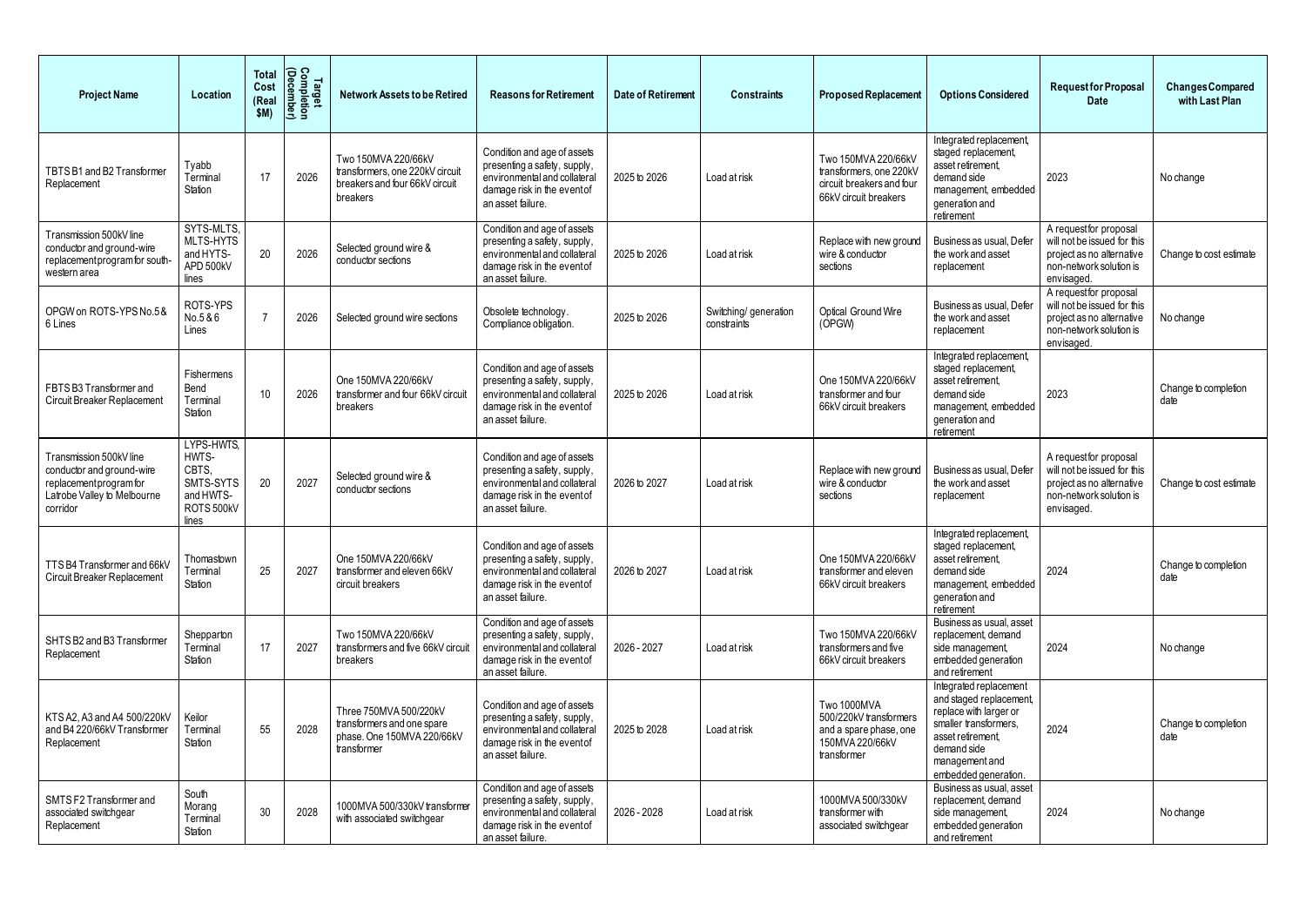| Project Name | Location | Total Cost (Real $M) | Target Completion (December) | Network Assets to be Retired | Reasons for Retirement | Date of Retirement | Constraints | Proposed Replacement | Options Considered | Request for Proposal Date | Changes Compared with Last Plan |
|---|---|---|---|---|---|---|---|---|---|---|---|
| TBTS B1 and B2 Transformer Replacement | Tyabb Terminal Station | 17 | 2026 | Two 150MVA 220/66kV transformers, one 220kV circuit breakers and four 66kV circuit breakers | Condition and age of assets presenting a safety, supply, environmental and collateral damage risk in the event of an asset failure. | 2025 to 2026 | Load at risk | Two 150MVA 220/66kV transformers, one 220kV circuit breakers and four 66kV circuit breakers | Integrated replacement, staged replacement, asset retirement, demand side management, embedded generation and retirement | 2023 | No change |
| Transmission 500kV line conductor and ground-wire replacement program for south-western area | SYTS-MLTS, MLTS-HYTS and HYTS-APD 500kV lines | 20 | 2026 | Selected ground wire & conductor sections | Condition and age of assets presenting a safety, supply, environmental and collateral damage risk in the event of an asset failure. | 2025 to 2026 | Load at risk | Replace with new ground wire & conductor sections | Business as usual, Defer the work and asset replacement | A request for proposal will not be issued for this project as no alternative non-network solution is envisaged. | Change to cost estimate |
| OPGW on ROTS-YPS No.5 & 6 Lines | ROTS-YPS No.5 & 6 Lines | 7 | 2026 | Selected ground wire sections | Obsolete technology. Compliance obligation. | 2025 to 2026 | Switching/ generation constraints | Optical Ground Wire (OPGW) | Business as usual, Defer the work and asset replacement | A request for proposal will not be issued for this project as no alternative non-network solution is envisaged. | No change |
| FBTS B3 Transformer and Circuit Breaker Replacement | Fishermens Bend Terminal Station | 10 | 2026 | One 150MVA 220/66kV transformer and four 66kV circuit breakers | Condition and age of assets presenting a safety, supply, environmental and collateral damage risk in the event of an asset failure. | 2025 to 2026 | Load at risk | One 150MVA 220/66kV transformer and four 66kV circuit breakers | Integrated replacement, staged replacement, asset retirement, demand side management, embedded generation and retirement | 2023 | Change to completion date |
| Transmission 500kV line conductor and ground-wire replacement program for Latrobe Valley to Melbourne corridor | LYPS-HWTS, HWTS-CBTS, SMTS-SYTS and HWTS-ROTS 500kV lines | 20 | 2027 | Selected ground wire & conductor sections | Condition and age of assets presenting a safety, supply, environmental and collateral damage risk in the event of an asset failure. | 2026 to 2027 | Load at risk | Replace with new ground wire & conductor sections | Business as usual, Defer the work and asset replacement | A request for proposal will not be issued for this project as no alternative non-network solution is envisaged. | Change to cost estimate |
| TTS B4 Transformer and 66kV Circuit Breaker Replacement | Thomastown Terminal Station | 25 | 2027 | One 150MVA 220/66kV transformer and eleven 66kV circuit breakers | Condition and age of assets presenting a safety, supply, environmental and collateral damage risk in the event of an asset failure. | 2026 to 2027 | Load at risk | One 150MVA 220/66kV transformer and eleven 66kV circuit breakers | Integrated replacement, staged replacement, asset retirement, demand side management, embedded generation and retirement | 2024 | Change to completion date |
| SHTS B2 and B3 Transformer Replacement | Shepparton Terminal Station | 17 | 2027 | Two 150MVA 220/66kV transformers and five 66kV circuit breakers | Condition and age of assets presenting a safety, supply, environmental and collateral damage risk in the event of an asset failure. | 2026 - 2027 | Load at risk | Two 150MVA 220/66kV transformers and five 66kV circuit breakers | Business as usual, asset replacement, demand side management, embedded generation and retirement | 2024 | No change |
| KTS A2, A3 and A4 500/220kV and B4 220/66kV Transformer Replacement | Keilor Terminal Station | 55 | 2028 | Three 750MVA 500/220kV transformers and one spare phase. One 150MVA 220/66kV transformer | Condition and age of assets presenting a safety, supply, environmental and collateral damage risk in the event of an asset failure. | 2025 to 2028 | Load at risk | Two 1000MVA 500/220kV transformers and a spare phase, one 150MVA 220/66kV transformer | Integrated replacement and staged replacement, replace with larger or smaller transformers, asset retirement, demand side management and embedded generation. | 2024 | Change to completion date |
| SMTS F2 Transformer and associated switchgear Replacement | South Morang Terminal Station | 30 | 2028 | 1000MVA 500/330kV transformer with associated switchgear | Condition and age of assets presenting a safety, supply, environmental and collateral damage risk in the event of an asset failure. | 2026 - 2028 | Load at risk | 1000MVA 500/330kV transformer with associated switchgear | Business as usual, asset replacement, demand side management, embedded generation and retirement | 2024 | No change |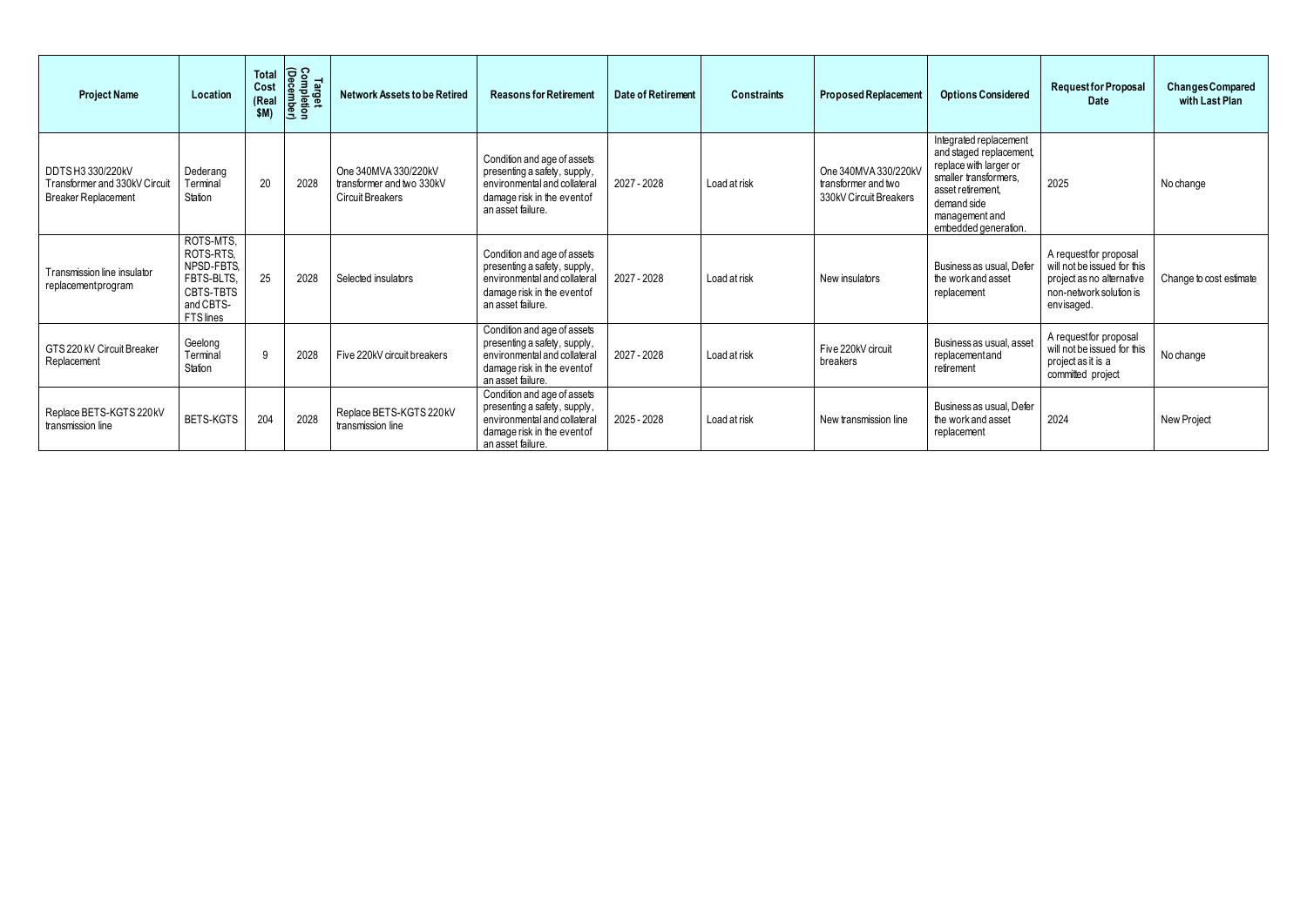| Project Name | Location | Total Cost (Real $M) | Target Completion (December) | Network Assets to be Retired | Reasons for Retirement | Date of Retirement | Constraints | Proposed Replacement | Options Considered | Request for Proposal Date | Changes Compared with Last Plan |
|---|---|---|---|---|---|---|---|---|---|---|---|
| DDTS H3 330/220kV Transformer and 330kV Circuit Breaker Replacement | Dederang Terminal Station | 20 | 2028 | One 340MVA 330/220kV transformer and two 330kV Circuit Breakers | Condition and age of assets presenting a safety, supply, environmental and collateral damage risk in the event of an asset failure. | 2027 - 2028 | Load at risk | One 340MVA 330/220kV transformer and two 330kV Circuit Breakers | Integrated replacement and staged replacement, replace with larger or smaller transformers, asset retirement, demand side management and embedded generation. | 2025 | No change |
| Transmission line insulator replacement program | ROTS-MTS, ROTS-RTS, NPSD-FBTS, FBTS-BLTS, CBTS-TBTS and CBTS-FTS lines | 25 | 2028 | Selected insulators | Condition and age of assets presenting a safety, supply, environmental and collateral damage risk in the event of an asset failure. | 2027 - 2028 | Load at risk | New insulators | Business as usual, Defer the work and asset replacement | A request for proposal will not be issued for this project as no alternative non-network solution is envisaged. | Change to cost estimate |
| GTS 220 kV Circuit Breaker Replacement | Geelong Terminal Station | 9 | 2028 | Five 220kV circuit breakers | Condition and age of assets presenting a safety, supply, environmental and collateral damage risk in the event of an asset failure. | 2027 - 2028 | Load at risk | Five 220kV circuit breakers | Business as usual, asset replacement and retirement | A request for proposal will not be issued for this project as it is a committed project | No change |
| Replace BETS-KGTS 220 kV transmission line | BETS-KGTS | 204 | 2028 | Replace BETS-KGTS 220 kV transmission line | Condition and age of assets presenting a safety, supply, environmental and collateral damage risk in the event of an asset failure. | 2025 - 2028 | Load at risk | New transmission line | Business as usual, Defer the work and asset replacement | 2024 | New Project |